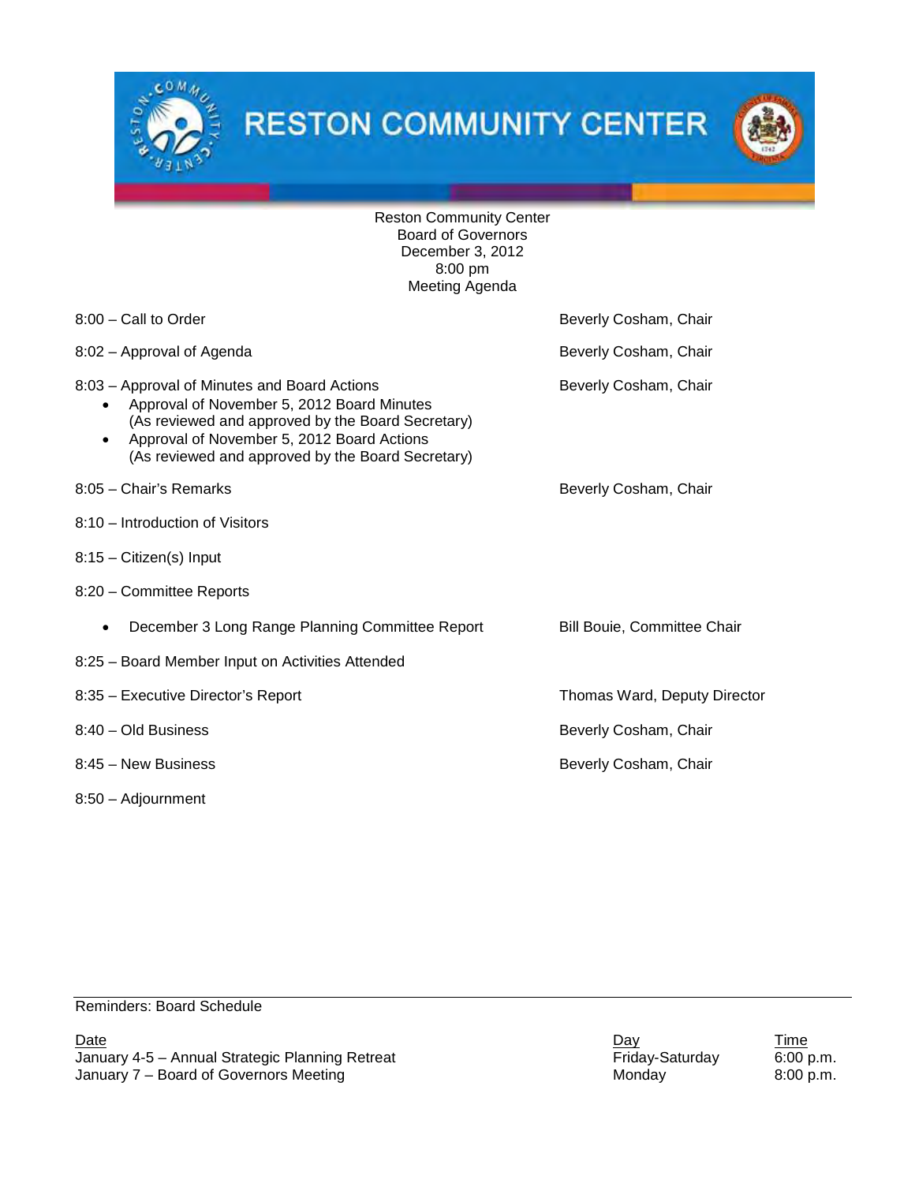# RESTON COMMUNITY CENTER

Reston Community Center
Board of Governors
December 3, 2012
8:00 pm
Meeting Agenda

| Time – Item | Presenter |
|---|---|
| 8:00 – Call to Order | Beverly Cosham, Chair |
| 8:02 – Approval of Agenda | Beverly Cosham, Chair |
| 8:03 – Approval of Minutes and Board Actions<br>• Approval of November 5, 2012 Board Minutes (As reviewed and approved by the Board Secretary)<br>• Approval of November 5, 2012 Board Actions (As reviewed and approved by the Board Secretary) | Beverly Cosham, Chair |
| 8:05 – Chair's Remarks | Beverly Cosham, Chair |
| 8:10 – Introduction of Visitors | |
| 8:15 – Citizen(s) Input | |
| 8:20 – Committee Reports | |
| • December 3 Long Range Planning Committee Report | Bill Bouie, Committee Chair |
| 8:25 – Board Member Input on Activities Attended | |
| 8:35 – Executive Director's Report | Thomas Ward, Deputy Director |
| 8:40 – Old Business | Beverly Cosham, Chair |
| 8:45 – New Business | Beverly Cosham, Chair |
| 8:50 – Adjournment | |

---

Reminders: Board Schedule

| Date | Day | Time |
|---|---|---|
| January 4-5 – Annual Strategic Planning Retreat | Friday-Saturday | 6:00 p.m. |
| January 7 – Board of Governors Meeting | Monday | 8:00 p.m. |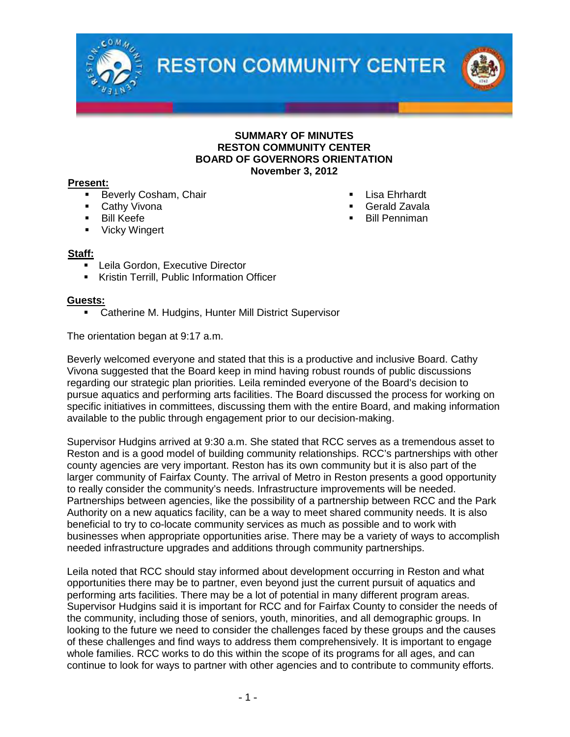**SUMMARY OF MINUTES**
**RESTON COMMUNITY CENTER**
**BOARD OF GOVERNORS ORIENTATION**
**November 3, 2012**

**Present:**

- Beverly Cosham, Chair
- Cathy Vivona
- Bill Keefe
- Vicky Wingert
- Lisa Ehrhardt
- Gerald Zavala
- Bill Penniman

**Staff:**

- Leila Gordon, Executive Director
- Kristin Terrill, Public Information Officer

**Guests:**

- Catherine M. Hudgins, Hunter Mill District Supervisor

The orientation began at 9:17 a.m.

Beverly welcomed everyone and stated that this is a productive and inclusive Board. Cathy Vivona suggested that the Board keep in mind having robust rounds of public discussions regarding our strategic plan priorities. Leila reminded everyone of the Board's decision to pursue aquatics and performing arts facilities. The Board discussed the process for working on specific initiatives in committees, discussing them with the entire Board, and making information available to the public through engagement prior to our decision-making.

Supervisor Hudgins arrived at 9:30 a.m. She stated that RCC serves as a tremendous asset to Reston and is a good model of building community relationships. RCC's partnerships with other county agencies are very important. Reston has its own community but it is also part of the larger community of Fairfax County. The arrival of Metro in Reston presents a good opportunity to really consider the community's needs. Infrastructure improvements will be needed. Partnerships between agencies, like the possibility of a partnership between RCC and the Park Authority on a new aquatics facility, can be a way to meet shared community needs. It is also beneficial to try to co-locate community services as much as possible and to work with businesses when appropriate opportunities arise. There may be a variety of ways to accomplish needed infrastructure upgrades and additions through community partnerships.

Leila noted that RCC should stay informed about development occurring in Reston and what opportunities there may be to partner, even beyond just the current pursuit of aquatics and performing arts facilities. There may be a lot of potential in many different program areas. Supervisor Hudgins said it is important for RCC and for Fairfax County to consider the needs of the community, including those of seniors, youth, minorities, and all demographic groups. In looking to the future we need to consider the challenges faced by these groups and the causes of these challenges and find ways to address them comprehensively. It is important to engage whole families. RCC works to do this within the scope of its programs for all ages, and can continue to look for ways to partner with other agencies and to contribute to community efforts.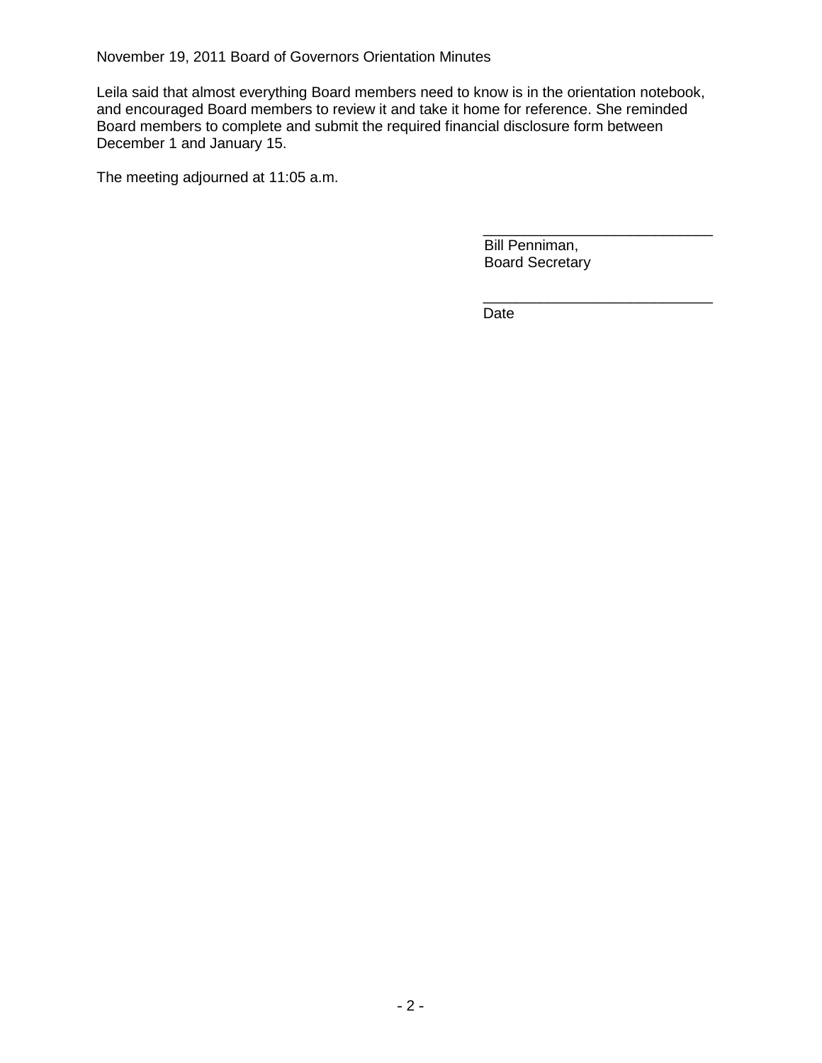Leila said that almost everything Board members need to know is in the orientation notebook, and encouraged Board members to review it and take it home for reference. She reminded Board members to complete and submit the required financial disclosure form between December 1 and January 15.

The meeting adjourned at 11:05 a.m.

\_\_\_\_\_\_\_\_\_\_\_\_\_\_\_\_\_\_\_\_\_\_\_\_\_\_\_\_
Bill Penniman,
Board Secretary

\_\_\_\_\_\_\_\_\_\_\_\_\_\_\_\_\_\_\_\_\_\_\_\_\_\_\_\_
Date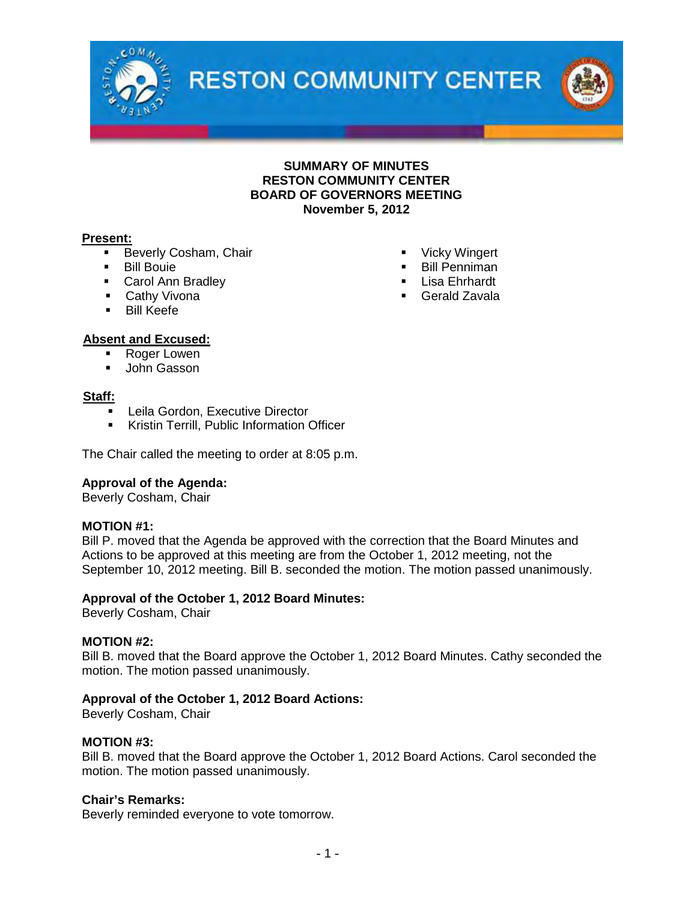# RESTON COMMUNITY CENTER

**SUMMARY OF MINUTES**
**RESTON COMMUNITY CENTER**
**BOARD OF GOVERNORS MEETING**
**November 5, 2012**

**Present:**

- Beverly Cosham, Chair
- Bill Bouie
- Carol Ann Bradley
- Cathy Vivona
- Bill Keefe
- Vicky Wingert
- Bill Penniman
- Lisa Ehrhardt
- Gerald Zavala

**Absent and Excused:**

- Roger Lowen
- John Gasson

**Staff:**

- Leila Gordon, Executive Director
- Kristin Terrill, Public Information Officer

The Chair called the meeting to order at 8:05 p.m.

**Approval of the Agenda:**
Beverly Cosham, Chair

**MOTION #1:**
Bill P. moved that the Agenda be approved with the correction that the Board Minutes and Actions to be approved at this meeting are from the October 1, 2012 meeting, not the September 10, 2012 meeting. Bill B. seconded the motion. The motion passed unanimously.

**Approval of the October 1, 2012 Board Minutes:**
Beverly Cosham, Chair

**MOTION #2:**
Bill B. moved that the Board approve the October 1, 2012 Board Minutes. Cathy seconded the motion. The motion passed unanimously.

**Approval of the October 1, 2012 Board Actions:**
Beverly Cosham, Chair

**MOTION #3:**
Bill B. moved that the Board approve the October 1, 2012 Board Actions. Carol seconded the motion. The motion passed unanimously.

**Chair's Remarks:**
Beverly reminded everyone to vote tomorrow.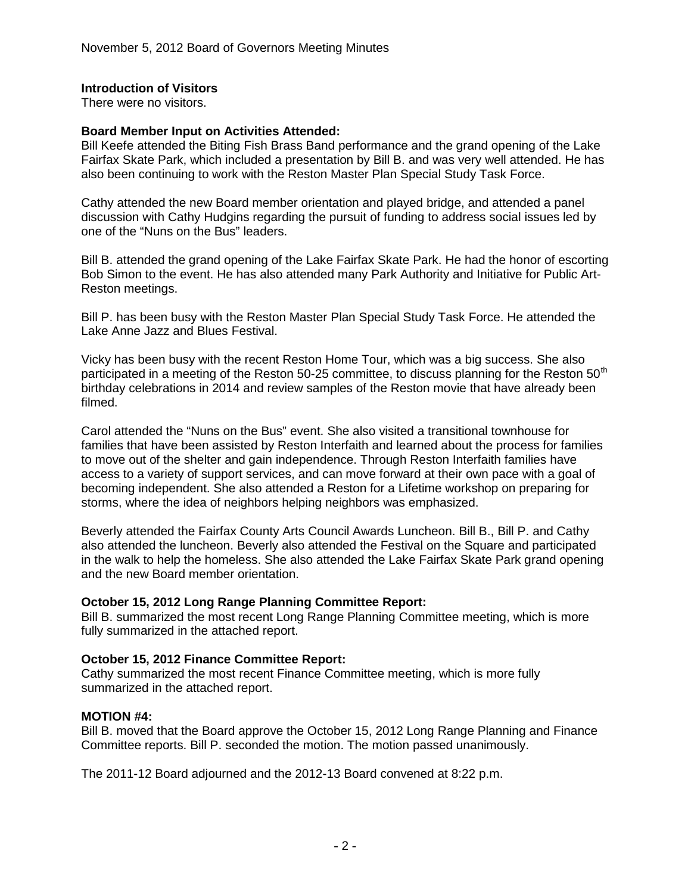**Introduction of Visitors**

There were no visitors.

**Board Member Input on Activities Attended:**

Bill Keefe attended the Biting Fish Brass Band performance and the grand opening of the Lake Fairfax Skate Park, which included a presentation by Bill B. and was very well attended. He has also been continuing to work with the Reston Master Plan Special Study Task Force.

Cathy attended the new Board member orientation and played bridge, and attended a panel discussion with Cathy Hudgins regarding the pursuit of funding to address social issues led by one of the "Nuns on the Bus" leaders.

Bill B. attended the grand opening of the Lake Fairfax Skate Park. He had the honor of escorting Bob Simon to the event. He has also attended many Park Authority and Initiative for Public Art-Reston meetings.

Bill P. has been busy with the Reston Master Plan Special Study Task Force. He attended the Lake Anne Jazz and Blues Festival.

Vicky has been busy with the recent Reston Home Tour, which was a big success. She also participated in a meeting of the Reston 50-25 committee, to discuss planning for the Reston 50th birthday celebrations in 2014 and review samples of the Reston movie that have already been filmed.

Carol attended the "Nuns on the Bus" event. She also visited a transitional townhouse for families that have been assisted by Reston Interfaith and learned about the process for families to move out of the shelter and gain independence. Through Reston Interfaith families have access to a variety of support services, and can move forward at their own pace with a goal of becoming independent. She also attended a Reston for a Lifetime workshop on preparing for storms, where the idea of neighbors helping neighbors was emphasized.

Beverly attended the Fairfax County Arts Council Awards Luncheon. Bill B., Bill P. and Cathy also attended the luncheon. Beverly also attended the Festival on the Square and participated in the walk to help the homeless. She also attended the Lake Fairfax Skate Park grand opening and the new Board member orientation.

**October 15, 2012 Long Range Planning Committee Report:**

Bill B. summarized the most recent Long Range Planning Committee meeting, which is more fully summarized in the attached report.

**October 15, 2012 Finance Committee Report:**

Cathy summarized the most recent Finance Committee meeting, which is more fully summarized in the attached report.

**MOTION #4:**

Bill B. moved that the Board approve the October 15, 2012 Long Range Planning and Finance Committee reports. Bill P. seconded the motion. The motion passed unanimously.

The 2011-12 Board adjourned and the 2012-13 Board convened at 8:22 p.m.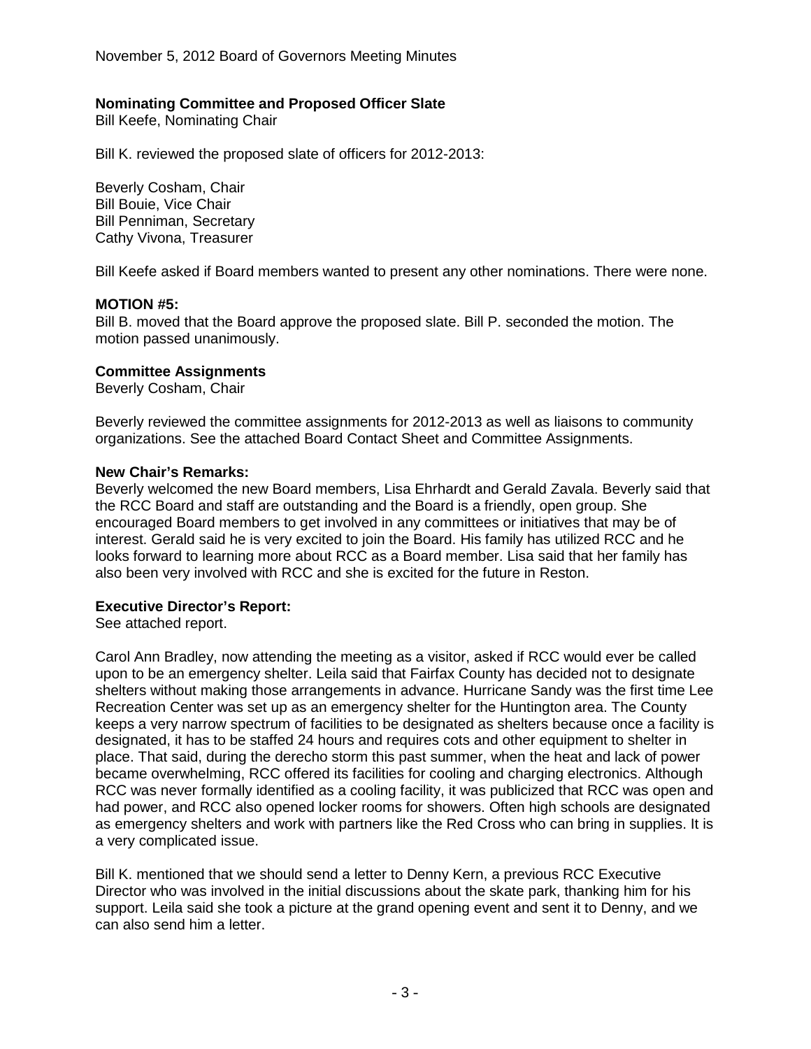**Nominating Committee and Proposed Officer Slate**
Bill Keefe, Nominating Chair

Bill K. reviewed the proposed slate of officers for 2012-2013:

Beverly Cosham, Chair
Bill Bouie, Vice Chair
Bill Penniman, Secretary
Cathy Vivona, Treasurer

Bill Keefe asked if Board members wanted to present any other nominations. There were none.

**MOTION #5:**
Bill B. moved that the Board approve the proposed slate. Bill P. seconded the motion. The motion passed unanimously.

**Committee Assignments**
Beverly Cosham, Chair

Beverly reviewed the committee assignments for 2012-2013 as well as liaisons to community organizations. See the attached Board Contact Sheet and Committee Assignments.

**New Chair's Remarks:**
Beverly welcomed the new Board members, Lisa Ehrhardt and Gerald Zavala. Beverly said that the RCC Board and staff are outstanding and the Board is a friendly, open group. She encouraged Board members to get involved in any committees or initiatives that may be of interest. Gerald said he is very excited to join the Board. His family has utilized RCC and he looks forward to learning more about RCC as a Board member. Lisa said that her family has also been very involved with RCC and she is excited for the future in Reston.

**Executive Director's Report:**
See attached report.

Carol Ann Bradley, now attending the meeting as a visitor, asked if RCC would ever be called upon to be an emergency shelter. Leila said that Fairfax County has decided not to designate shelters without making those arrangements in advance. Hurricane Sandy was the first time Lee Recreation Center was set up as an emergency shelter for the Huntington area. The County keeps a very narrow spectrum of facilities to be designated as shelters because once a facility is designated, it has to be staffed 24 hours and requires cots and other equipment to shelter in place. That said, during the derecho storm this past summer, when the heat and lack of power became overwhelming, RCC offered its facilities for cooling and charging electronics. Although RCC was never formally identified as a cooling facility, it was publicized that RCC was open and had power, and RCC also opened locker rooms for showers. Often high schools are designated as emergency shelters and work with partners like the Red Cross who can bring in supplies. It is a very complicated issue.

Bill K. mentioned that we should send a letter to Denny Kern, a previous RCC Executive Director who was involved in the initial discussions about the skate park, thanking him for his support. Leila said she took a picture at the grand opening event and sent it to Denny, and we can also send him a letter.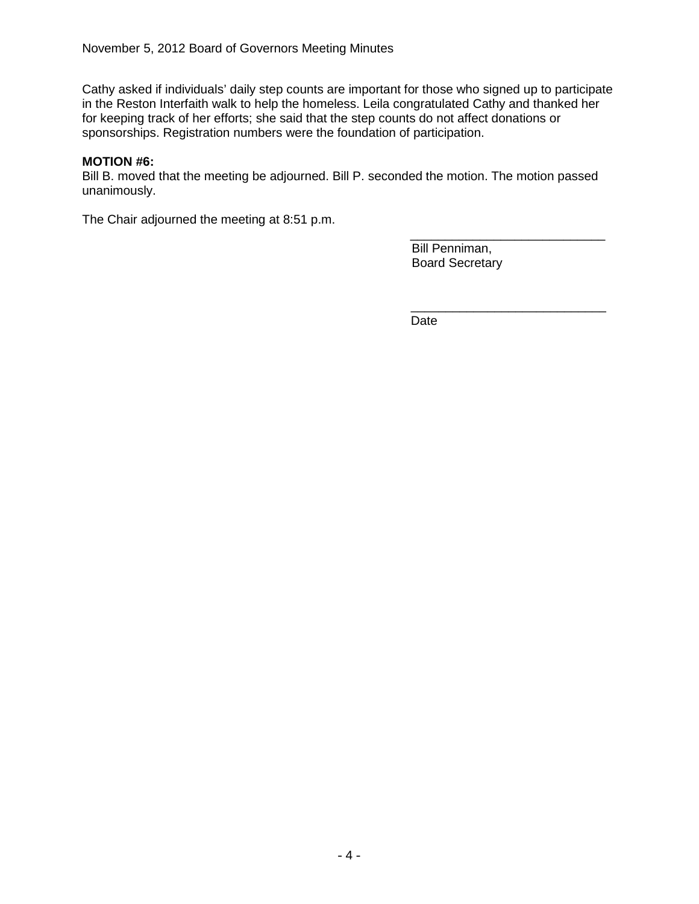Cathy asked if individuals' daily step counts are important for those who signed up to participate in the Reston Interfaith walk to help the homeless. Leila congratulated Cathy and thanked her for keeping track of her efforts; she said that the step counts do not affect donations or sponsorships. Registration numbers were the foundation of participation.

**MOTION #6:**
Bill B. moved that the meeting be adjourned. Bill P. seconded the motion. The motion passed unanimously.

The Chair adjourned the meeting at 8:51 p.m.

\_\_\_\_\_\_\_\_\_\_\_\_\_\_\_\_\_\_\_\_\_\_\_\_\_\_\_\_
Bill Penniman,
Board Secretary

\_\_\_\_\_\_\_\_\_\_\_\_\_\_\_\_\_\_\_\_\_\_\_\_\_\_\_\_
Date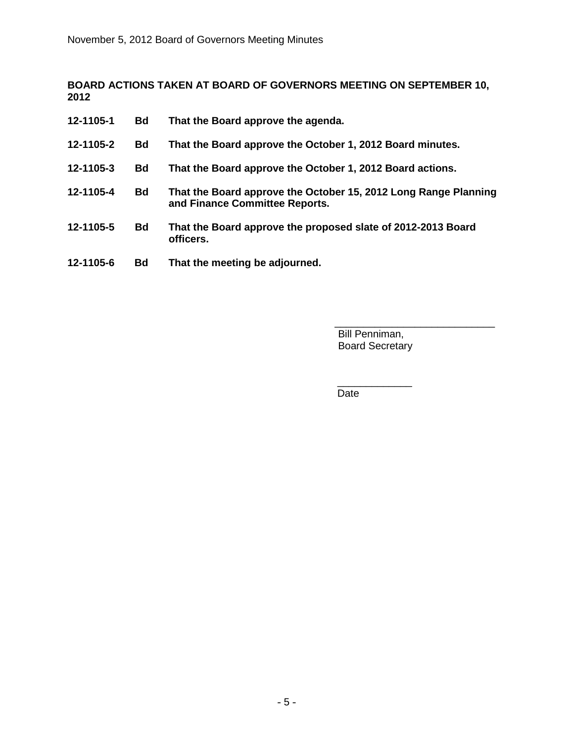**BOARD ACTIONS TAKEN AT BOARD OF GOVERNORS MEETING ON SEPTEMBER 10, 2012**

| | | |
|---|---|---|
| **12-1105-1** | **Bd** | **That the Board approve the agenda.** |
| **12-1105-2** | **Bd** | **That the Board approve the October 1, 2012 Board minutes.** |
| **12-1105-3** | **Bd** | **That the Board approve the October 1, 2012 Board actions.** |
| **12-1105-4** | **Bd** | **That the Board approve the October 15, 2012 Long Range Planning and Finance Committee Reports.** |
| **12-1105-5** | **Bd** | **That the Board approve the proposed slate of 2012-2013 Board officers.** |
| **12-1105-6** | **Bd** | **That the meeting be adjourned.** |

\_\_\_\_\_\_\_\_\_\_\_\_\_\_\_\_\_\_\_\_\_\_\_\_\_\_\_\_
Bill Penniman,
Board Secretary

\_\_\_\_\_\_\_\_\_\_\_\_\_
Date